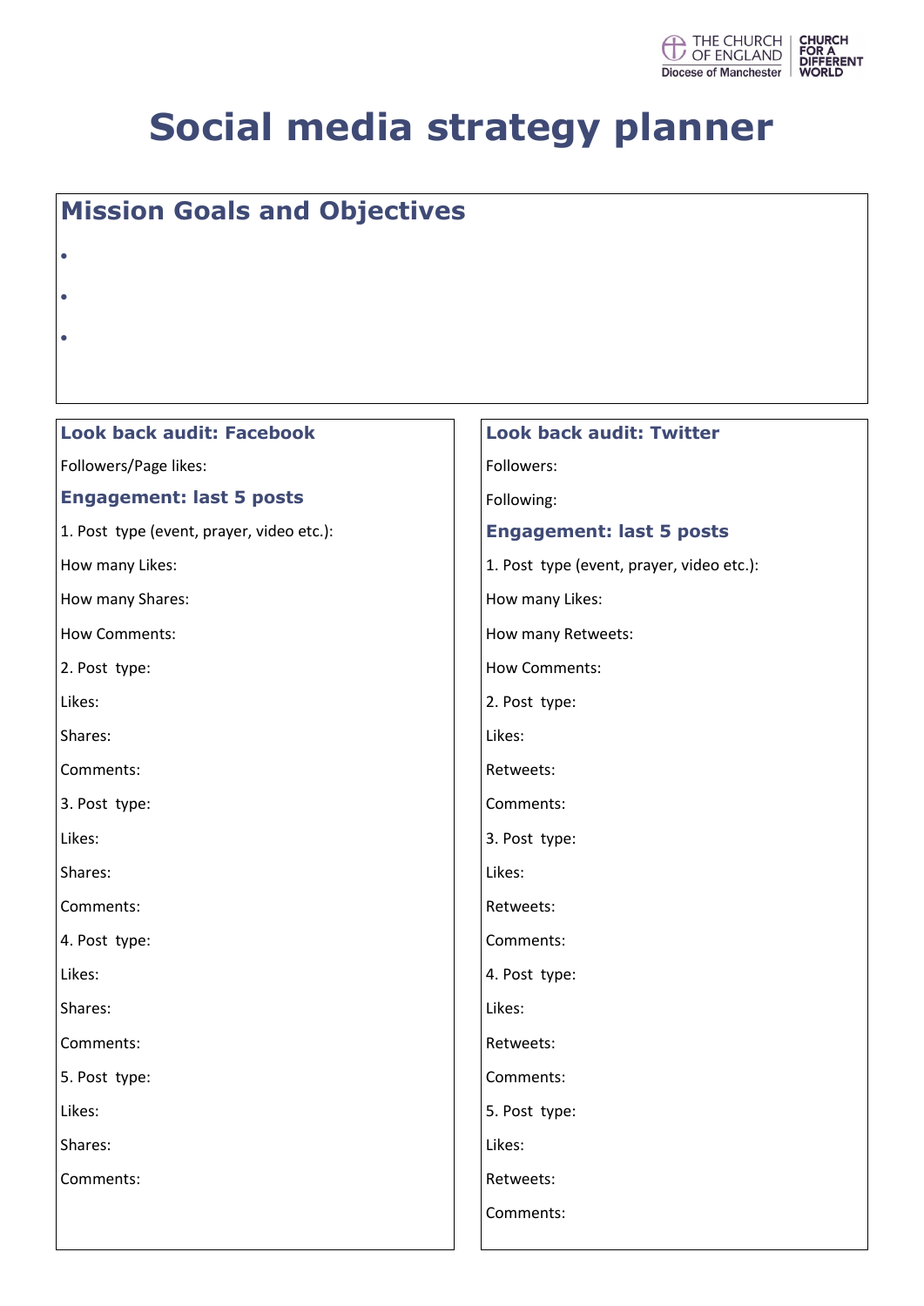# Social media strategy planner

## Mission Goals and Objectives

- 
- 
- 

### Look back audit: Facebook

Followers/Page likes:

### Engagement: last 5 posts

1. Post type (event, prayer, video etc.):

How many Likes:

How many Shares:

How Comments:

2. Post type:

Likes:

Shares:

Comments:

3. Post type:

Likes:

Shares:

Comments:

4. Post type:

Likes:

Shares:

Comments:

5. Post type:

Likes:

Shares:

Comments:

### Look back audit: Twitter

Followers:

Following:

### Engagement: last 5 posts

1. Post type (event, prayer, video etc.):

How many Likes:

How many Retweets:

How Comments:

2. Post type:

Likes:

Retweets:

Comments:

3. Post type:

Likes:

Retweets:

Comments:

4. Post type:

Likes:

Retweets:

Comments:

5. Post type:

Likes:

Retweets:

Comments: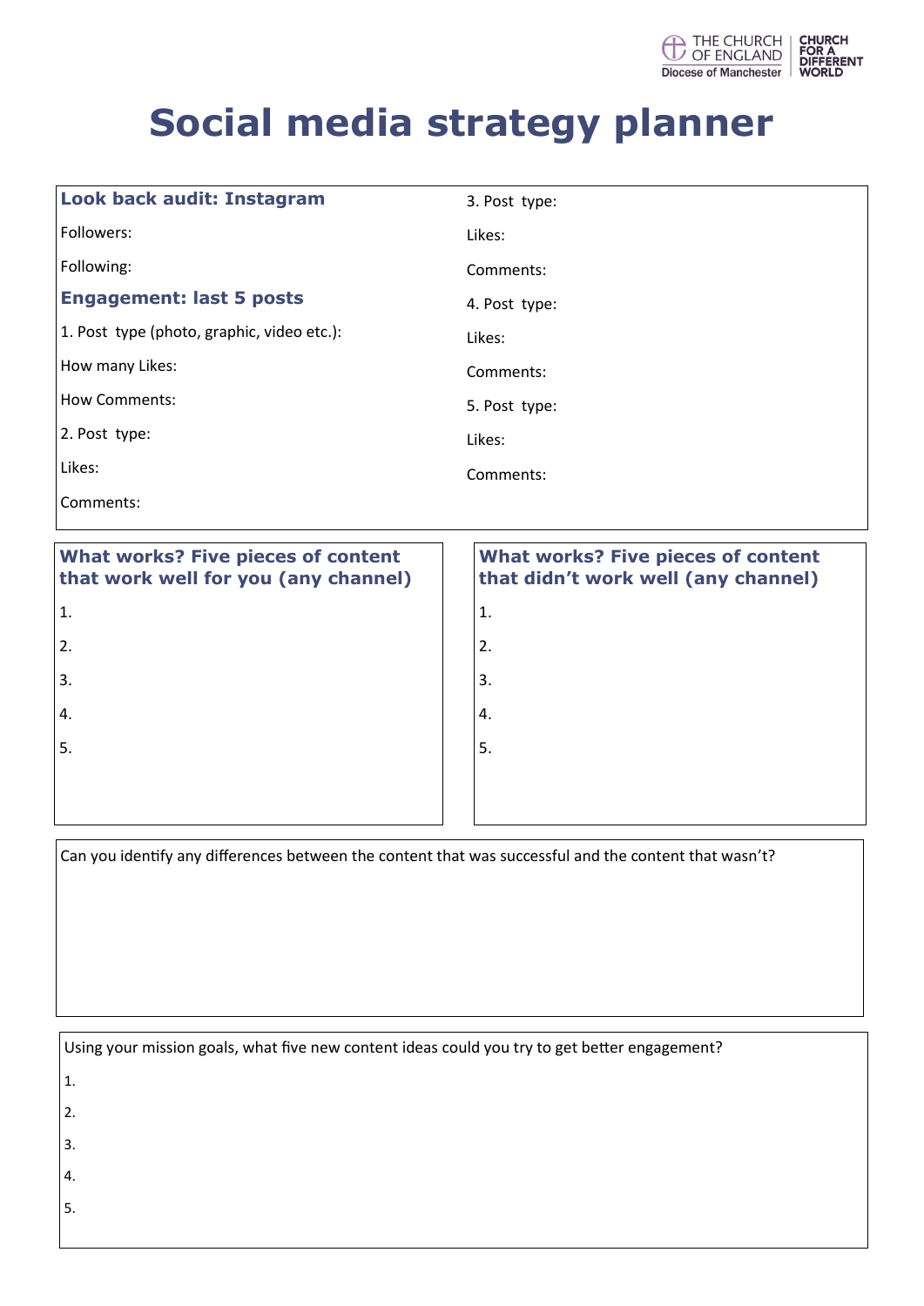# Social media strategy planner

## Look back audit: Instagram

Followers:

Following:

### Engagement: last 5 posts

1. Post type (photo, graphic, video etc.):

How many Likes:

How Comments:

2. Post type:

Likes:

Comments:

3. Post type:

Likes:

Comments:

4. Post type:

Likes:

Comments:

5. Post type:

Likes:

Comments:

## What works? Five pieces of content that work well for you (any channel)

1.
2.
3.
4.
5.

## What works? Five pieces of content that didn't work well (any channel)

1.
2.
3.
4.
5.

Can you identify any differences between the content that was successful and the content that wasn't?

Using your mission goals, what five new content ideas could you try to get better engagement?

1.
2.
3.
4.
5.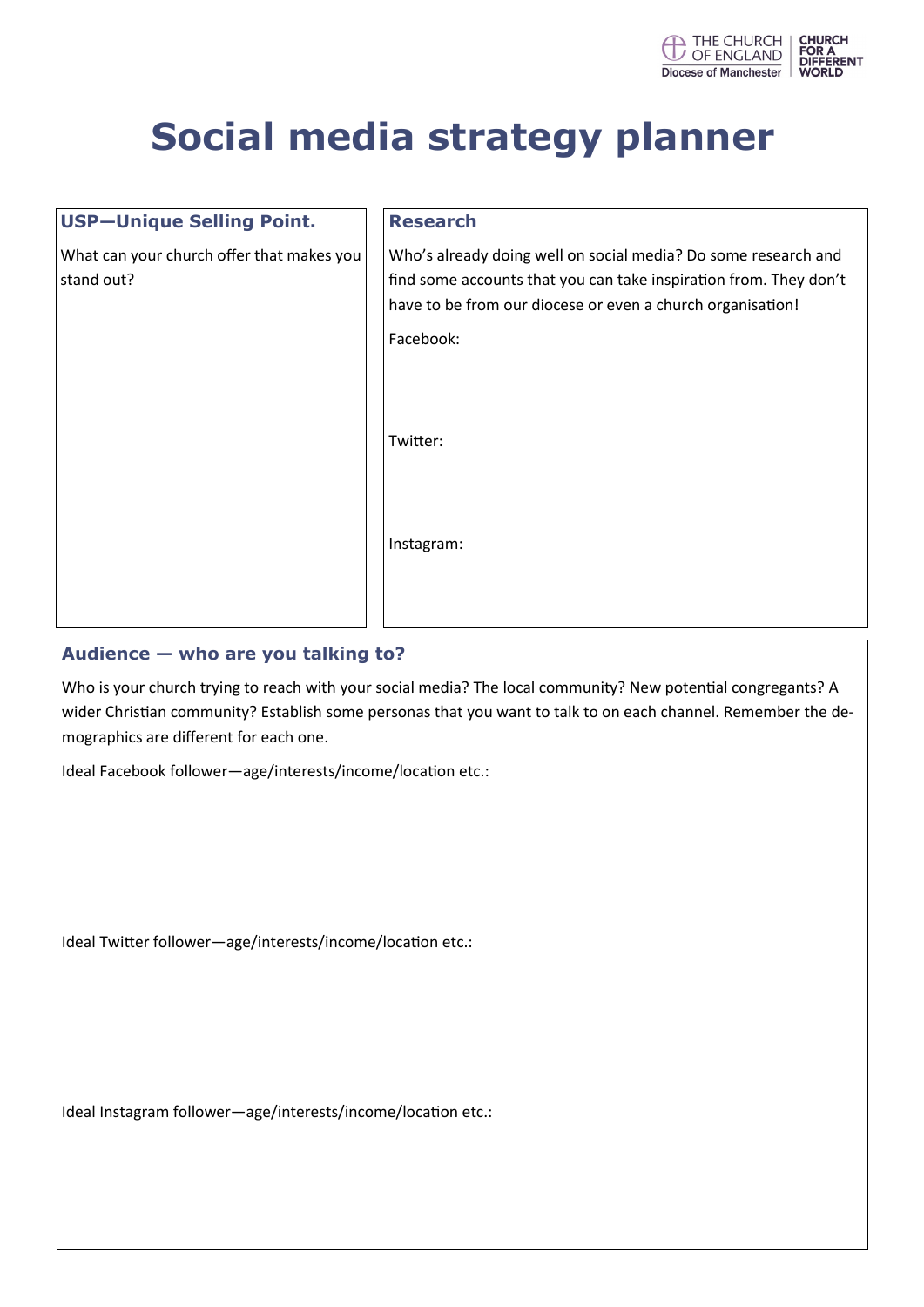# Social media strategy planner

## USP—Unique Selling Point.

What can your church offer that makes you stand out?

## Research

Who's already doing well on social media? Do some research and find some accounts that you can take inspiration from. They don't have to be from our diocese or even a church organisation!

Facebook:

Twitter:

Instagram:

## Audience — who are you talking to?

Who is your church trying to reach with your social media? The local community? New potential congregants? A wider Christian community? Establish some personas that you want to talk to on each channel. Remember the demographics are different for each one.

Ideal Facebook follower—age/interests/income/location etc.:

Ideal Twitter follower—age/interests/income/location etc.:

Ideal Instagram follower—age/interests/income/location etc.: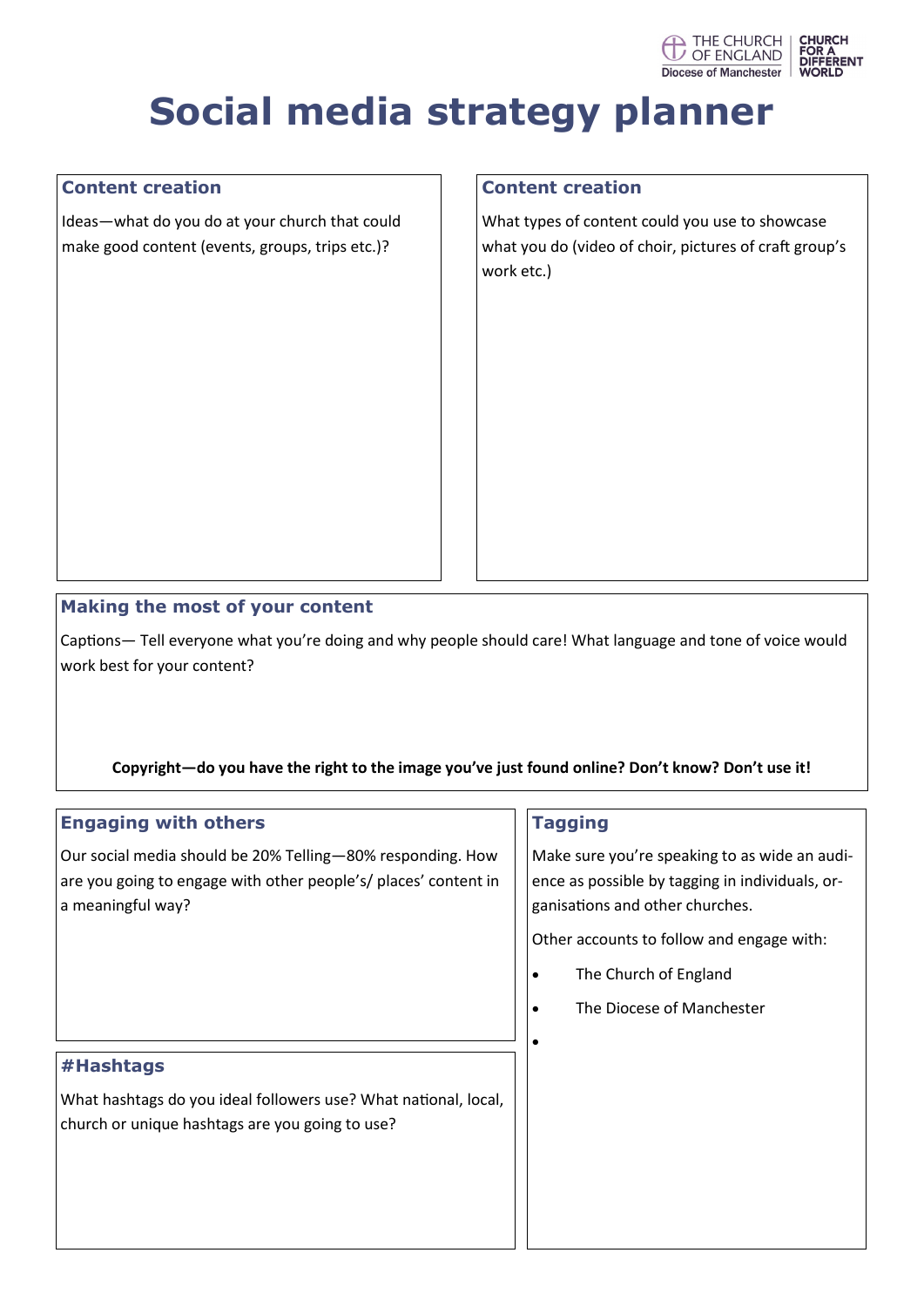# Social media strategy planner

## Content creation

Ideas—what do you do at your church that could make good content (events, groups, trips etc.)?

## Content creation

What types of content could you use to showcase what you do (video of choir, pictures of craft group's work etc.)

## Making the most of your content

Captions— Tell everyone what you're doing and why people should care! What language and tone of voice would work best for your content?

**Copyright—do you have the right to the image you've just found online? Don't know? Don't use it!**

## Engaging with others

Our social media should be 20% Telling—80% responding. How are you going to engage with other people's/ places' content in a meaningful way?

## #Hashtags

What hashtags do you ideal followers use? What national, local, church or unique hashtags are you going to use?

## Tagging

Make sure you're speaking to as wide an audience as possible by tagging in individuals, organisations and other churches.

Other accounts to follow and engage with:

- The Church of England
- The Diocese of Manchester
-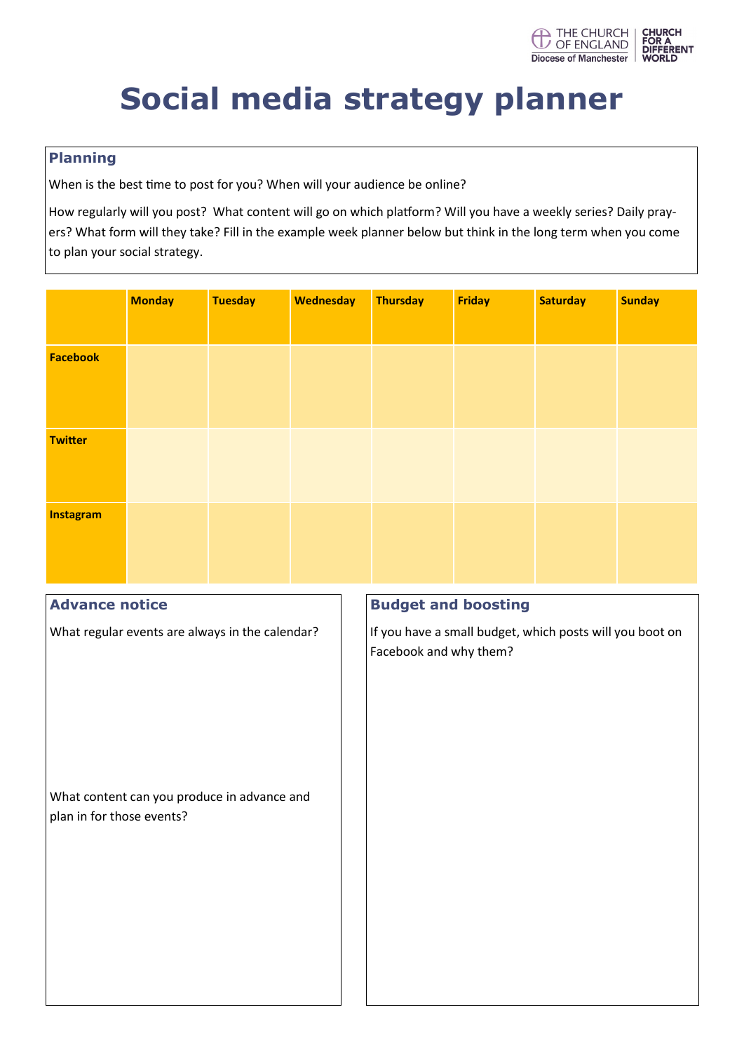# Social media strategy planner

## Planning

When is the best time to post for you? When will your audience be online?

How regularly will you post? What content will go on which platform? Will you have a weekly series? Daily prayers? What form will they take? Fill in the example week planner below but think in the long term when you come to plan your social strategy.

| | Monday | Tuesday | Wednesday | Thursday | Friday | Saturday | Sunday |
|---|---|---|---|---|---|---|---|
| **Facebook** | | | | | | | |
| **Twitter** | | | | | | | |
| **Instagram** | | | | | | | |

## Advance notice

What regular events are always in the calendar?

What content can you produce in advance and plan in for those events?

## Budget and boosting

If you have a small budget, which posts will you boot on Facebook and why them?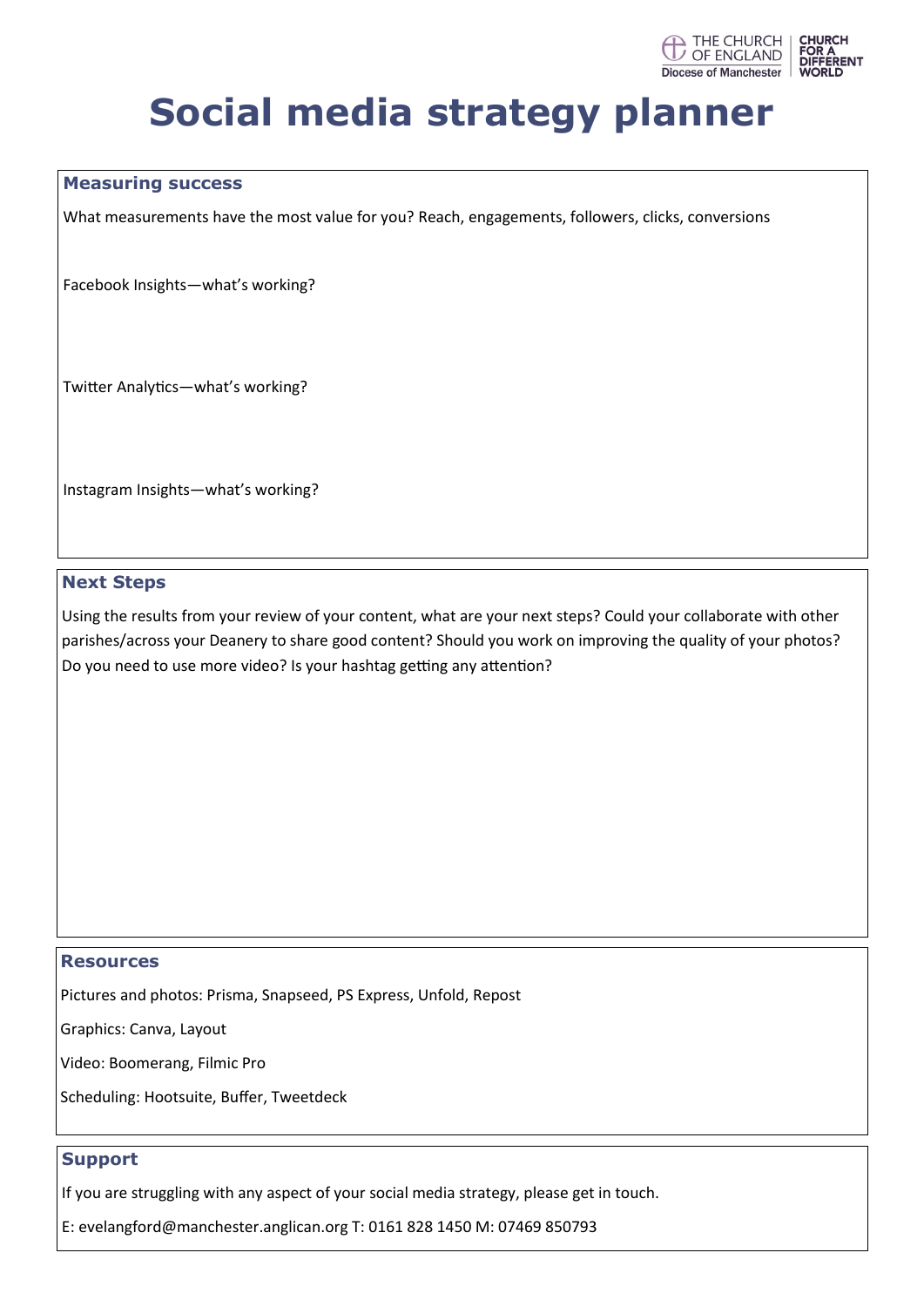# Social media strategy planner

## Measuring success

What measurements have the most value for you? Reach, engagements, followers, clicks, conversions

Facebook Insights—what's working?

Twitter Analytics—what's working?

Instagram Insights—what's working?

## Next Steps

Using the results from your review of your content, what are your next steps? Could your collaborate with other parishes/across your Deanery to share good content? Should you work on improving the quality of your photos? Do you need to use more video? Is your hashtag getting any attention?

## Resources

Pictures and photos: Prisma, Snapseed, PS Express, Unfold, Repost

Graphics: Canva, Layout

Video: Boomerang, Filmic Pro

Scheduling: Hootsuite, Buffer, Tweetdeck

## Support

If you are struggling with any aspect of your social media strategy, please get in touch.

E: evelangford@manchester.anglican.org T: 0161 828 1450 M: 07469 850793